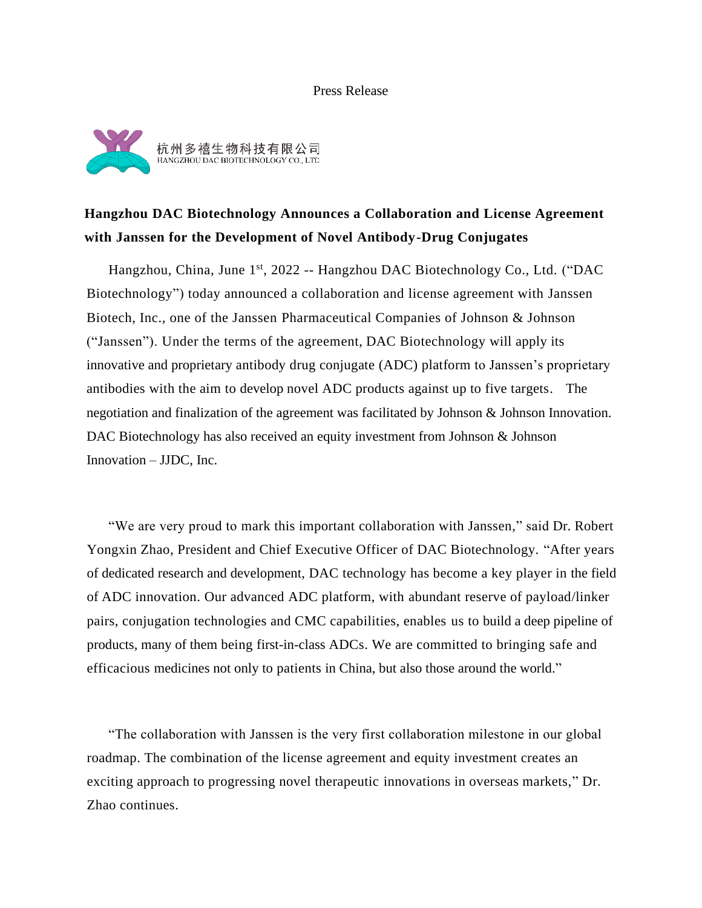Press Release

杭州多禧生物科技有限公司
HANGZHOU DAC BIOTECHNOLOGY CO., LTD

## Hangzhou DAC Biotechnology Announces a Collaboration and License Agreement with Janssen for the Development of Novel Antibody-Drug Conjugates

Hangzhou, China, June 1st, 2022 -- Hangzhou DAC Biotechnology Co., Ltd. ("DAC Biotechnology") today announced a collaboration and license agreement with Janssen Biotech, Inc., one of the Janssen Pharmaceutical Companies of Johnson & Johnson ("Janssen"). Under the terms of the agreement, DAC Biotechnology will apply its innovative and proprietary antibody drug conjugate (ADC) platform to Janssen's proprietary antibodies with the aim to develop novel ADC products against up to five targets. The negotiation and finalization of the agreement was facilitated by Johnson & Johnson Innovation. DAC Biotechnology has also received an equity investment from Johnson & Johnson Innovation – JJDC, Inc.

"We are very proud to mark this important collaboration with Janssen," said Dr. Robert Yongxin Zhao, President and Chief Executive Officer of DAC Biotechnology. "After years of dedicated research and development, DAC technology has become a key player in the field of ADC innovation. Our advanced ADC platform, with abundant reserve of payload/linker pairs, conjugation technologies and CMC capabilities, enables us to build a deep pipeline of products, many of them being first-in-class ADCs. We are committed to bringing safe and efficacious medicines not only to patients in China, but also those around the world."

"The collaboration with Janssen is the very first collaboration milestone in our global roadmap. The combination of the license agreement and equity investment creates an exciting approach to progressing novel therapeutic innovations in overseas markets," Dr. Zhao continues.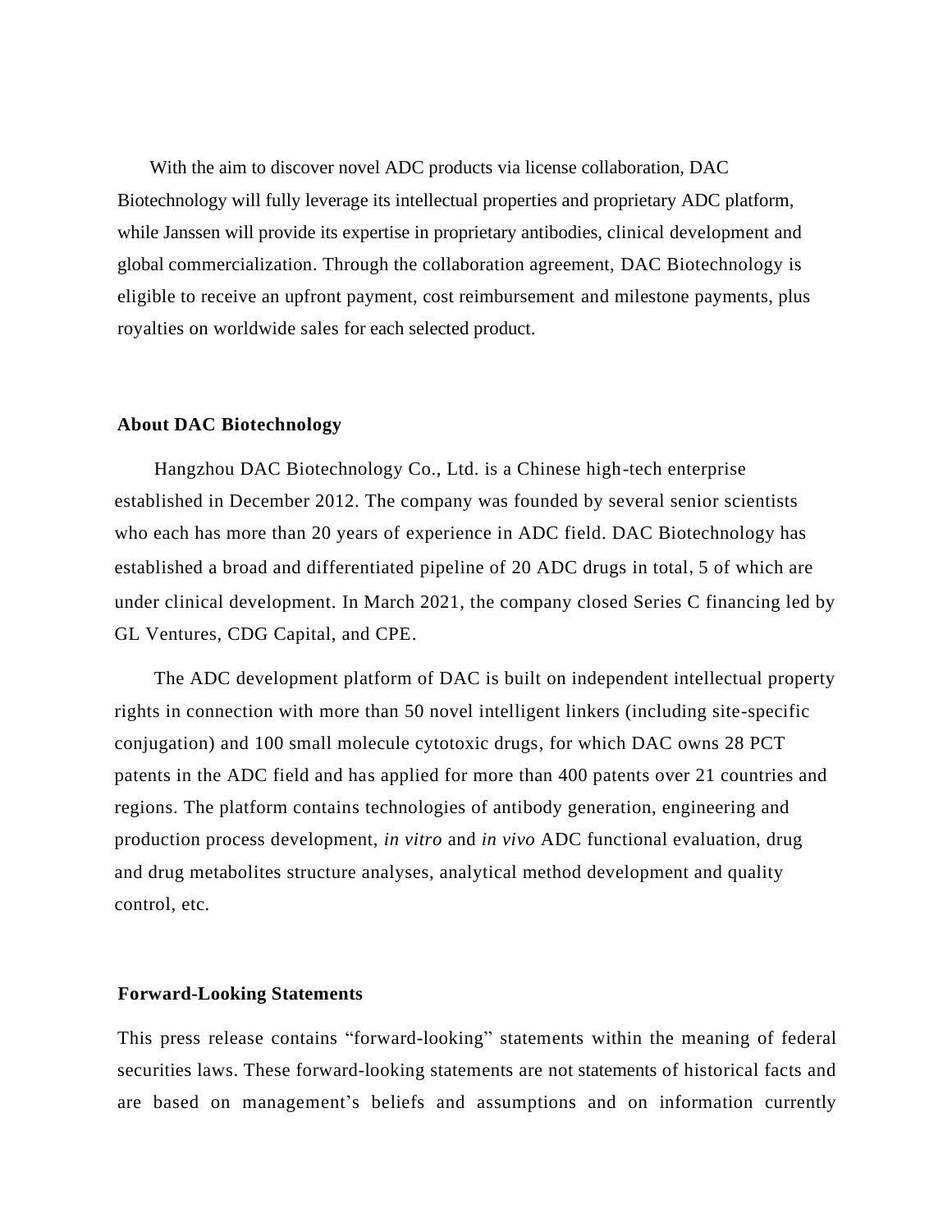With the aim to discover novel ADC products via license collaboration, DAC Biotechnology will fully leverage its intellectual properties and proprietary ADC platform, while Janssen will provide its expertise in proprietary antibodies, clinical development and global commercialization. Through the collaboration agreement, DAC Biotechnology is eligible to receive an upfront payment, cost reimbursement and milestone payments, plus royalties on worldwide sales for each selected product.

**About DAC Biotechnology**

Hangzhou DAC Biotechnology Co., Ltd. is a Chinese high-tech enterprise established in December 2012. The company was founded by several senior scientists who each has more than 20 years of experience in ADC field. DAC Biotechnology has established a broad and differentiated pipeline of 20 ADC drugs in total, 5 of which are under clinical development. In March 2021, the company closed Series C financing led by GL Ventures, CDG Capital, and CPE.

The ADC development platform of DAC is built on independent intellectual property rights in connection with more than 50 novel intelligent linkers (including site-specific conjugation) and 100 small molecule cytotoxic drugs, for which DAC owns 28 PCT patents in the ADC field and has applied for more than 400 patents over 21 countries and regions. The platform contains technologies of antibody generation, engineering and production process development, *in vitro* and *in vivo* ADC functional evaluation, drug and drug metabolites structure analyses, analytical method development and quality control, etc.

**Forward-Looking Statements**

This press release contains "forward-looking" statements within the meaning of federal securities laws. These forward-looking statements are not statements of historical facts and are based on management's beliefs and assumptions and on information currently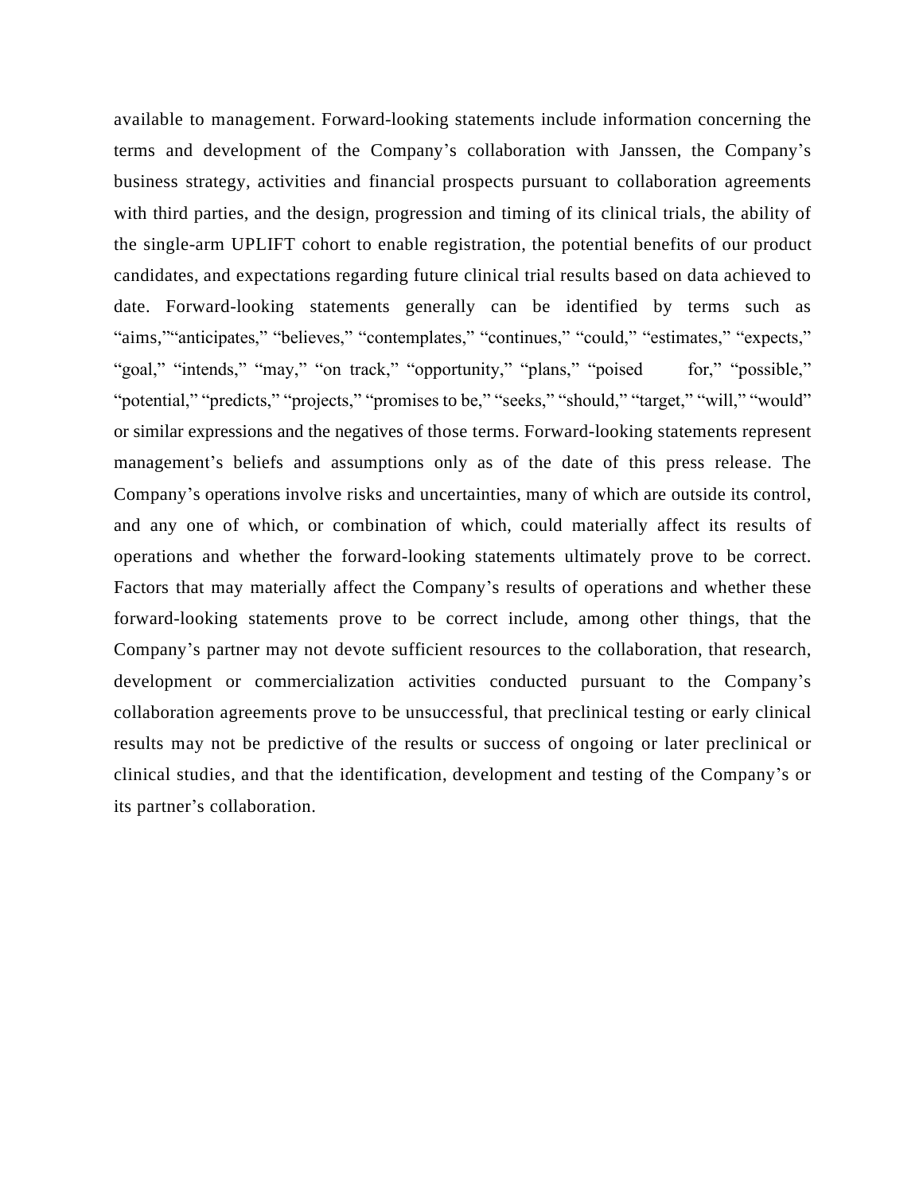available to management. Forward-looking statements include information concerning the terms and development of the Company's collaboration with Janssen, the Company's business strategy, activities and financial prospects pursuant to collaboration agreements with third parties, and the design, progression and timing of its clinical trials, the ability of the single-arm UPLIFT cohort to enable registration, the potential benefits of our product candidates, and expectations regarding future clinical trial results based on data achieved to date. Forward-looking statements generally can be identified by terms such as "aims,""anticipates," "believes," "contemplates," "continues," "could," "estimates," "expects," "goal," "intends," "may," "on track," "opportunity," "plans," "poised for," "possible," "potential," "predicts," "projects," "promises to be," "seeks," "should," "target," "will," "would" or similar expressions and the negatives of those terms. Forward-looking statements represent management's beliefs and assumptions only as of the date of this press release. The Company's operations involve risks and uncertainties, many of which are outside its control, and any one of which, or combination of which, could materially affect its results of operations and whether the forward-looking statements ultimately prove to be correct. Factors that may materially affect the Company's results of operations and whether these forward-looking statements prove to be correct include, among other things, that the Company's partner may not devote sufficient resources to the collaboration, that research, development or commercialization activities conducted pursuant to the Company's collaboration agreements prove to be unsuccessful, that preclinical testing or early clinical results may not be predictive of the results or success of ongoing or later preclinical or clinical studies, and that the identification, development and testing of the Company's or its partner's collaboration.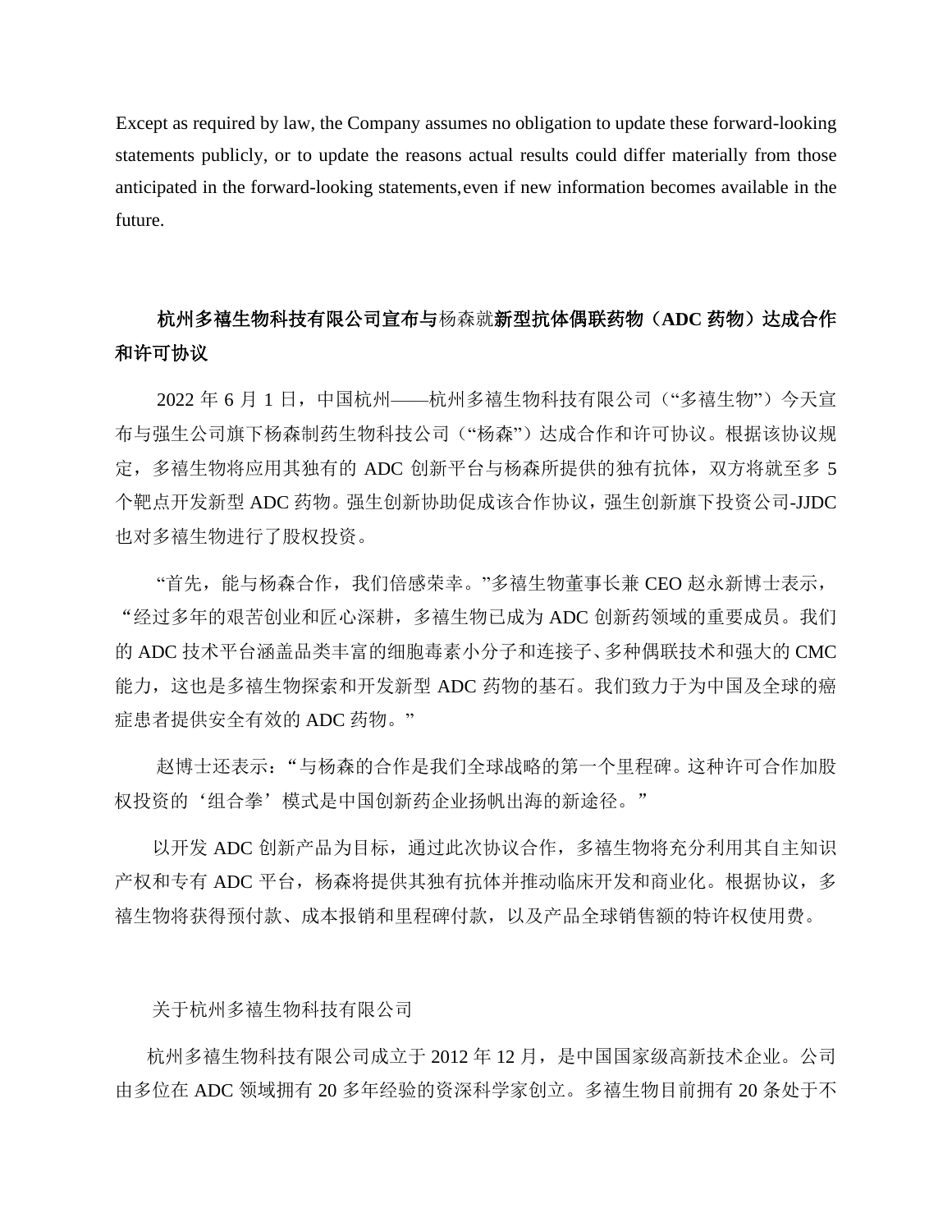Except as required by law, the Company assumes no obligation to update these forward-looking statements publicly, or to update the reasons actual results could differ materially from those anticipated in the forward-looking statements, even if new information becomes available in the future.

## 杭州多禧生物科技有限公司宣布与杨森就新型抗体偶联药物（ADC 药物）达成合作和许可协议

2022 年 6 月 1 日，中国杭州——杭州多禧生物科技有限公司（"多禧生物"）今天宣布与强生公司旗下杨森制药生物科技公司（"杨森"）达成合作和许可协议。根据该协议规定，多禧生物将应用其独有的 ADC 创新平台与杨森所提供的独有抗体，双方将就至多 5 个靶点开发新型 ADC 药物。强生创新协助促成该合作协议，强生创新旗下投资公司-JJDC 也对多禧生物进行了股权投资。

"首先，能与杨森合作，我们倍感荣幸。"多禧生物董事长兼 CEO 赵永新博士表示，"经过多年的艰苦创业和匠心深耕，多禧生物已成为 ADC 创新药领域的重要成员。我们的 ADC 技术平台涵盖品类丰富的细胞毒素小分子和连接子、多种偶联技术和强大的 CMC 能力，这也是多禧生物探索和开发新型 ADC 药物的基石。我们致力于为中国及全球的癌症患者提供安全有效的 ADC 药物。"

赵博士还表示："与杨森的合作是我们全球战略的第一个里程碑。这种许可合作加股权投资的'组合拳'模式是中国创新药企业扬帆出海的新途径。"

以开发 ADC 创新产品为目标，通过此次协议合作，多禧生物将充分利用其自主知识产权和专有 ADC 平台，杨森将提供其独有抗体并推动临床开发和商业化。根据协议，多禧生物将获得预付款、成本报销和里程碑付款，以及产品全球销售额的特许权使用费。

关于杭州多禧生物科技有限公司

杭州多禧生物科技有限公司成立于 2012 年 12 月，是中国国家级高新技术企业。公司由多位在 ADC 领域拥有 20 多年经验的资深科学家创立。多禧生物目前拥有 20 条处于不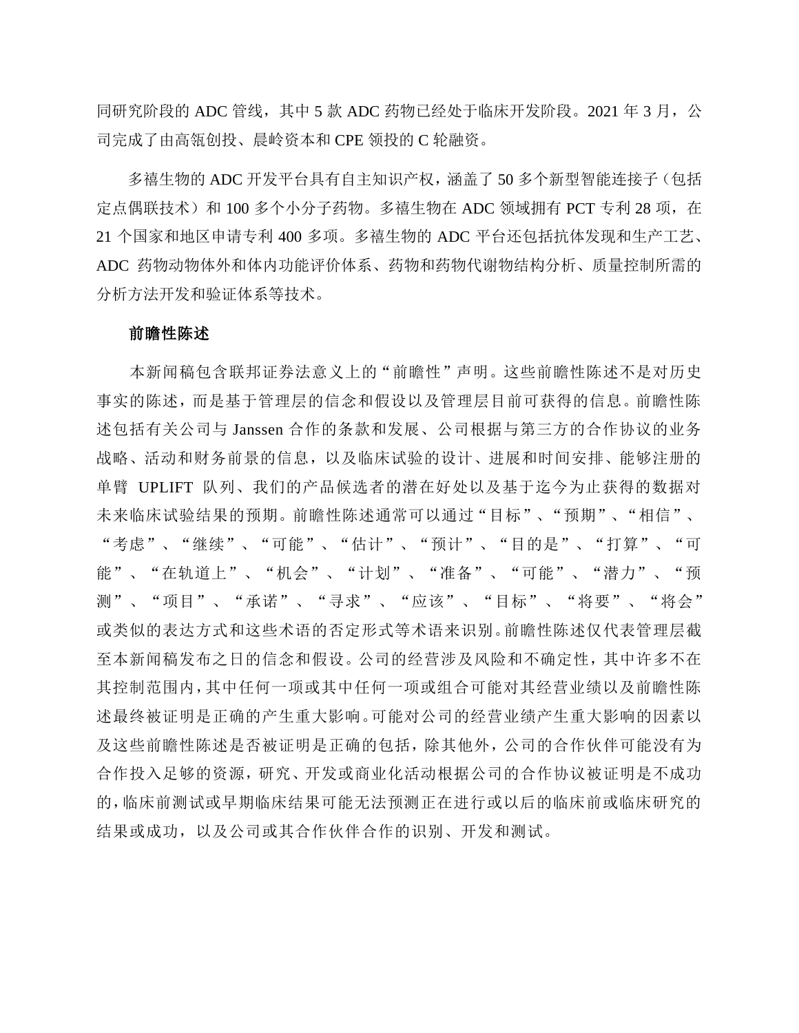同研究阶段的 ADC 管线，其中 5 款 ADC 药物已经处于临床开发阶段。2021 年 3 月，公司完成了由高瓴创投、晨岭资本和 CPE 领投的 C 轮融资。

多禧生物的 ADC 开发平台具有自主知识产权，涵盖了 50 多个新型智能连接子（包括定点偶联技术）和 100 多个小分子药物。多禧生物在 ADC 领域拥有 PCT 专利 28 项，在 21 个国家和地区申请专利 400 多项。多禧生物的 ADC 平台还包括抗体发现和生产工艺、ADC 药物动物体外和体内功能评价体系、药物和药物代谢物结构分析、质量控制所需的分析方法开发和验证体系等技术。

**前瞻性陈述**

本新闻稿包含联邦证券法意义上的“前瞻性”声明。这些前瞻性陈述不是对历史事实的陈述，而是基于管理层的信念和假设以及管理层目前可获得的信息。前瞻性陈述包括有关公司与 Janssen 合作的条款和发展、公司根据与第三方的合作协议的业务战略、活动和财务前景的信息，以及临床试验的设计、进展和时间安排、能够注册的单臂 UPLIFT 队列、我们的产品候选者的潜在好处以及基于迄今为止获得的数据对未来临床试验结果的预期。前瞻性陈述通常可以通过“目标”、“预期”、“相信”、“考虑”、“继续”、“可能”、“估计”、“预计”、“目的是”、“打算”、“可能”、“在轨道上”、“机会”、“计划”、“准备”、“可能”、“潜力”、“预测”、“项目”、“承诺”、“寻求”、“应该”、“目标”、“将要”、“将会”或类似的表达方式和这些术语的否定形式等术语来识别。前瞻性陈述仅代表管理层截至本新闻稿发布之日的信念和假设。公司的经营涉及风险和不确定性，其中许多不在其控制范围内，其中任何一项或其中任何一项或组合可能对其经营业绩以及前瞻性陈述最终被证明是正确的产生重大影响。可能对公司的经营业绩产生重大影响的因素以及这些前瞻性陈述是否被证明是正确的包括，除其他外，公司的合作伙伴可能没有为合作投入足够的资源，研究、开发或商业化活动根据公司的合作协议被证明是不成功的，临床前测试或早期临床结果可能无法预测正在进行或以后的临床前或临床研究的结果或成功，以及公司或其合作伙伴合作的识别、开发和测试。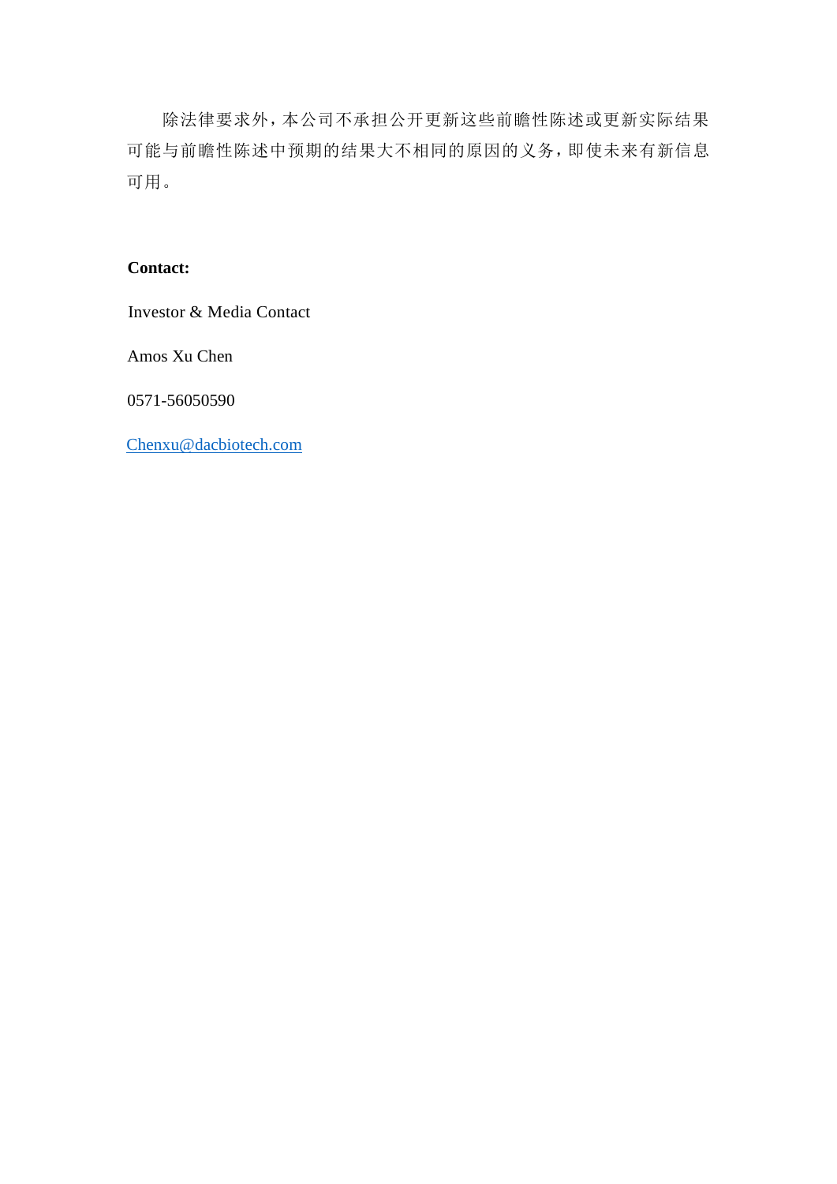除法律要求外，本公司不承担公开更新这些前瞻性陈述或更新实际结果可能与前瞻性陈述中预期的结果大不相同的原因的义务，即使未来有新信息可用。

**Contact:**

Investor & Media Contact

Amos Xu Chen

0571-56050590

Chenxu@dacbiotech.com